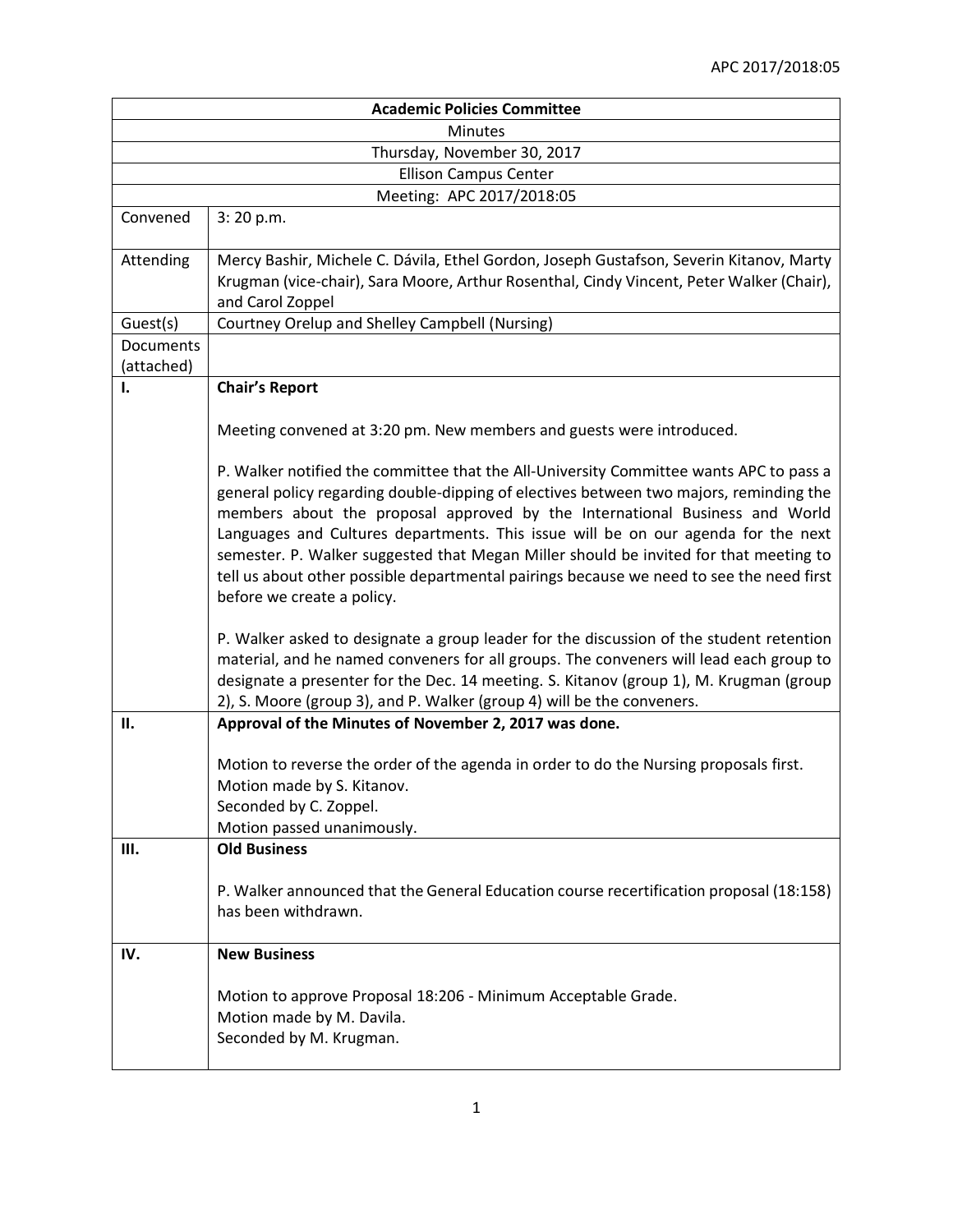| Academic Policies Committee | |
|---|---|
| Minutes | |
| Thursday, November 30, 2017 | |
| Ellison Campus Center | |
| Meeting: APC 2017/2018:05 | |
| Convened | 3: 20 p.m. |
| Attending | Mercy Bashir, Michele C. Dávila, Ethel Gordon, Joseph Gustafson, Severin Kitanov, Marty Krugman (vice-chair), Sara Moore, Arthur Rosenthal, Cindy Vincent, Peter Walker (Chair), and Carol Zoppel |
| Guest(s) | Courtney Orelup and Shelley Campbell (Nursing) |
| Documents (attached) | |
| I. | **Chair's Report**<br><br>Meeting convened at 3:20 pm. New members and guests were introduced.<br><br>P. Walker notified the committee that the All-University Committee wants APC to pass a general policy regarding double-dipping of electives between two majors, reminding the members about the proposal approved by the International Business and World Languages and Cultures departments. This issue will be on our agenda for the next semester. P. Walker suggested that Megan Miller should be invited for that meeting to tell us about other possible departmental pairings because we need to see the need first before we create a policy.<br><br>P. Walker asked to designate a group leader for the discussion of the student retention material, and he named conveners for all groups. The conveners will lead each group to designate a presenter for the Dec. 14 meeting. S. Kitanov (group 1), M. Krugman (group 2), S. Moore (group 3), and P. Walker (group 4) will be the conveners. |
| II. | **Approval of the Minutes of November 2, 2017 was done.**<br><br>Motion to reverse the order of the agenda in order to do the Nursing proposals first.<br>Motion made by S. Kitanov.<br>Seconded by C. Zoppel.<br>Motion passed unanimously. |
| III. | **Old Business**<br><br>P. Walker announced that the General Education course recertification proposal (18:158) has been withdrawn. |
| IV. | **New Business**<br><br>Motion to approve Proposal 18:206 - Minimum Acceptable Grade.<br>Motion made by M. Davila.<br>Seconded by M. Krugman. |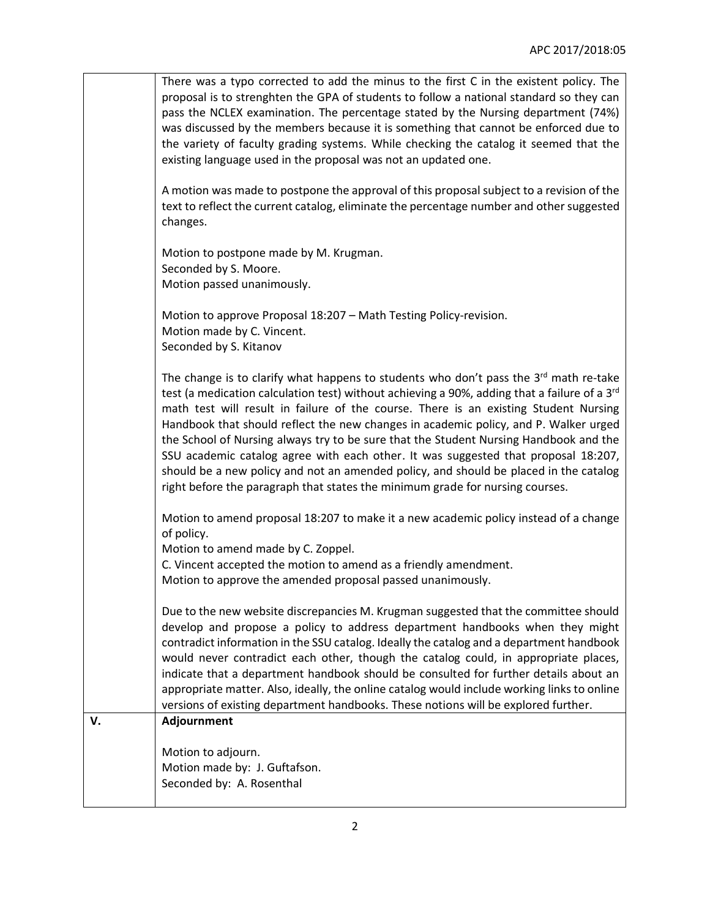| | |
|---|---|
| | There was a typo corrected to add the minus to the first C in the existent policy. The proposal is to strenghten the GPA of students to follow a national standard so they can pass the NCLEX examination. The percentage stated by the Nursing department (74%) was discussed by the members because it is something that cannot be enforced due to the variety of faculty grading systems. While checking the catalog it seemed that the existing language used in the proposal was not an updated one.<br><br>A motion was made to postpone the approval of this proposal subject to a revision of the text to reflect the current catalog, eliminate the percentage number and other suggested changes.<br><br>Motion to postpone made by M. Krugman.<br>Seconded by S. Moore.<br>Motion passed unanimously.<br><br>Motion to approve Proposal 18:207 – Math Testing Policy-revision.<br>Motion made by C. Vincent.<br>Seconded by S. Kitanov<br><br>The change is to clarify what happens to students who don't pass the 3rd math re-take test (a medication calculation test) without achieving a 90%, adding that a failure of a 3rd math test will result in failure of the course. There is an existing Student Nursing Handbook that should reflect the new changes in academic policy, and P. Walker urged the School of Nursing always try to be sure that the Student Nursing Handbook and the SSU academic catalog agree with each other. It was suggested that proposal 18:207, should be a new policy and not an amended policy, and should be placed in the catalog right before the paragraph that states the minimum grade for nursing courses.<br><br>Motion to amend proposal 18:207 to make it a new academic policy instead of a change of policy.<br>Motion to amend made by C. Zoppel.<br>C. Vincent accepted the motion to amend as a friendly amendment.<br>Motion to approve the amended proposal passed unanimously.<br><br>Due to the new website discrepancies M. Krugman suggested that the committee should develop and propose a policy to address department handbooks when they might contradict information in the SSU catalog. Ideally the catalog and a department handbook would never contradict each other, though the catalog could, in appropriate places, indicate that a department handbook should be consulted for further details about an appropriate matter. Also, ideally, the online catalog would include working links to online versions of existing department handbooks. These notions will be explored further. |
| **V.** | **Adjournment**<br><br>Motion to adjourn.<br>Motion made by: J. Guftafson.<br>Seconded by: A. Rosenthal |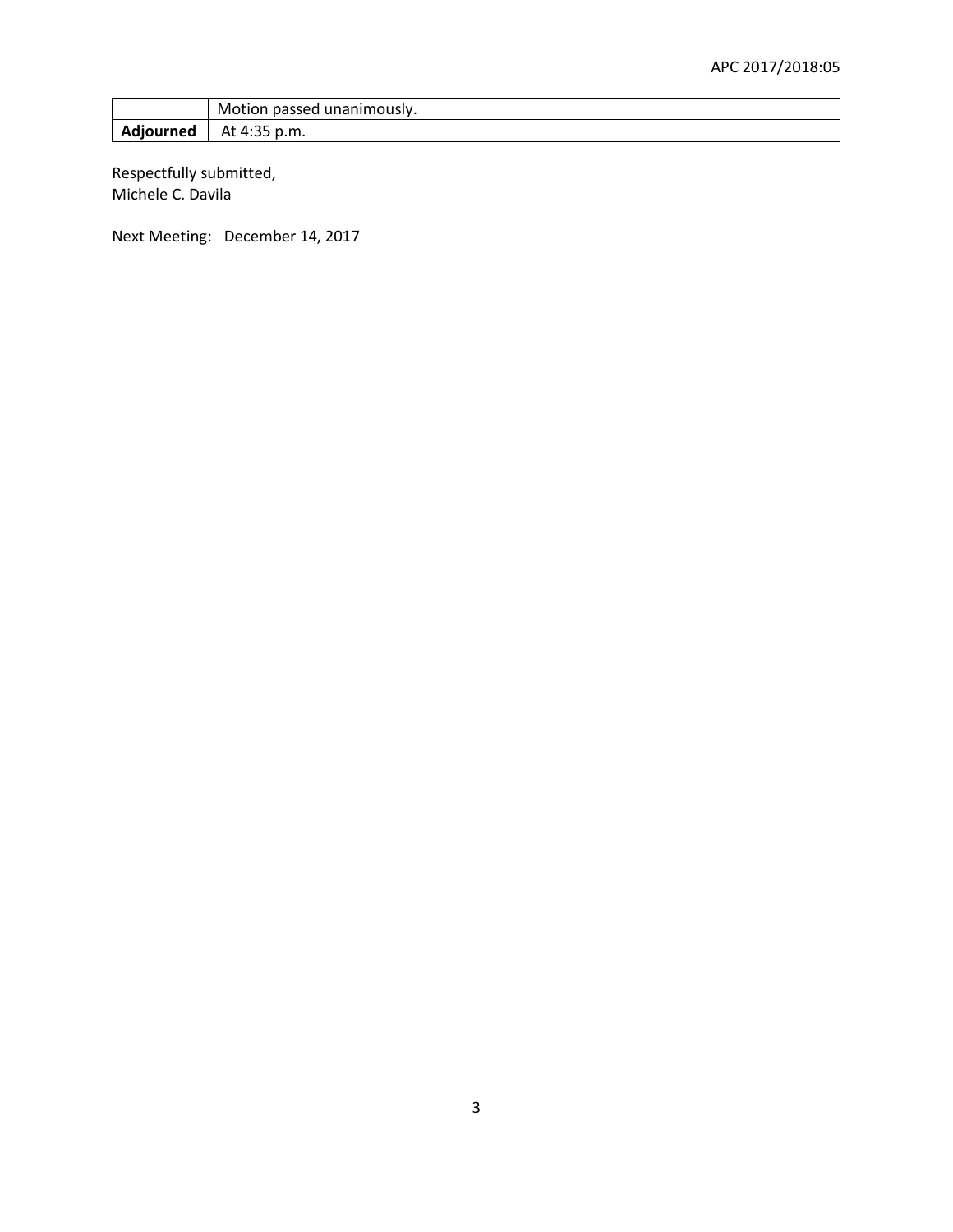| | |
|---|---|
| | Motion passed unanimously. |
| **Adjourned** | At 4:35 p.m. |

Respectfully submitted,
Michele C. Davila

Next Meeting: December 14, 2017